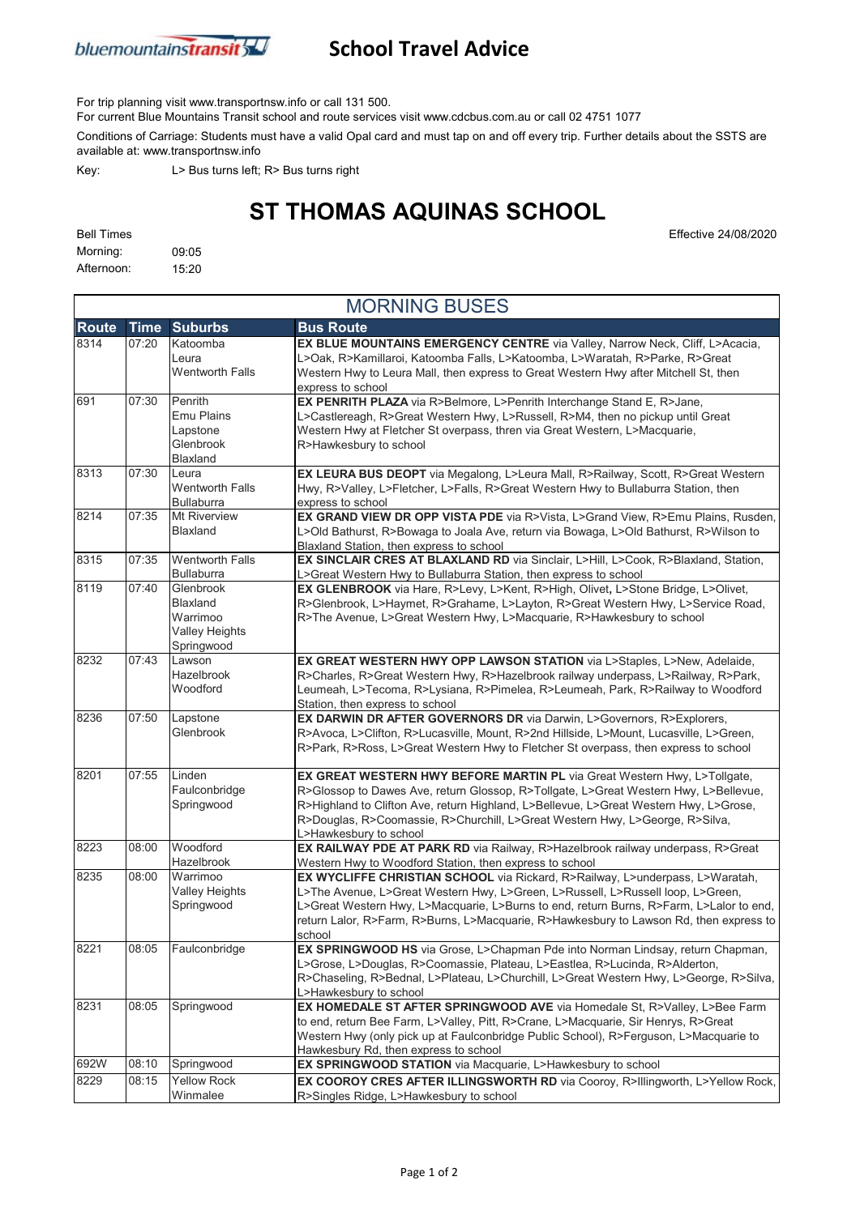bluemountainstransit

# School Travel Advice

For trip planning visit www.transportnsw.info or call 131 500.
For current Blue Mountains Transit school and route services visit www.cdcbus.com.au or call 02 4751 1077

Conditions of Carriage: Students must have a valid Opal card and must tap on and off every trip. Further details about the SSTS are available at: www.transportnsw.info

Key: L> Bus turns left; R> Bus turns right

## ST THOMAS AQUINAS SCHOOL

Bell Times
Morning: 09:05
Afternoon: 15:20

Effective 24/08/2020

### MORNING BUSES

| Route | Time | Suburbs | Bus Route |
|---|---|---|---|
| 8314 | 07:20 | Katoomba<br>Leura<br>Wentworth Falls | **EX BLUE MOUNTAINS EMERGENCY CENTRE** via Valley, Narrow Neck, Cliff, L>Acacia, L>Oak, R>Kamillaroi, Katoomba Falls, L>Katoomba, L>Waratah, R>Parke, R>Great Western Hwy to Leura Mall, then express to Great Western Hwy after Mitchell St, then express to school |
| 691 | 07:30 | Penrith<br>Emu Plains<br>Lapstone<br>Glenbrook<br>Blaxland | **EX PENRITH PLAZA** via R>Belmore, L>Penrith Interchange Stand E, R>Jane, L>Castlereagh, R>Great Western Hwy, L>Russell, R>M4, then no pickup until Great Western Hwy at Fletcher St overpass, thren via Great Western, L>Macquarie, R>Hawkesbury to school |
| 8313 | 07:30 | Leura<br>Wentworth Falls<br>Bullaburra | **EX LEURA BUS DEOPT** via Megalong, L>Leura Mall, R>Railway, Scott, R>Great Western Hwy, R>Valley, L>Fletcher, L>Falls, R>Great Western Hwy to Bullaburra Station, then express to school |
| 8214 | 07:35 | Mt Riverview<br>Blaxland | **EX GRAND VIEW DR OPP VISTA PDE** via R>Vista, L>Grand View, R>Emu Plains, Rusden, L>Old Bathurst, R>Bowaga to Joala Ave, return via Bowaga, L>Old Bathurst, R>Wilson to Blaxland Station, then express to school |
| 8315 | 07:35 | Wentworth Falls<br>Bullaburra | **EX SINCLAIR CRES AT BLAXLAND RD** via Sinclair, L>Hill, L>Cook, R>Blaxland, Station, L>Great Western Hwy to Bullaburra Station, then express to school |
| 8119 | 07:40 | Glenbrook<br>Blaxland<br>Warrimoo<br>Valley Heights<br>Springwood | **EX GLENBROOK** via Hare, R>Levy, L>Kent, R>High, Olivet**,** L>Stone Bridge, L>Olivet, R>Glenbrook, L>Haymet, R>Grahame, L>Layton, R>Great Western Hwy, L>Service Road, R>The Avenue, L>Great Western Hwy, L>Macquarie, R>Hawkesbury to school |
| 8232 | 07:43 | Lawson<br>Hazelbrook<br>Woodford | **EX GREAT WESTERN HWY OPP LAWSON STATION** via L>Staples, L>New, Adelaide, R>Charles, R>Great Western Hwy, R>Hazelbrook railway underpass, L>Railway, R>Park, Leumeah, L>Tecoma, R>Lysiana, R>Pimelea, R>Leumeah, Park, R>Railway to Woodford Station, then express to school |
| 8236 | 07:50 | Lapstone<br>Glenbrook | **EX DARWIN DR AFTER GOVERNORS DR** via Darwin, L>Governors, R>Explorers, R>Avoca, L>Clifton, R>Lucasville, Mount, R>2nd Hillside, L>Mount, Lucasville, L>Green, R>Park, R>Ross, L>Great Western Hwy to Fletcher St overpass, then express to school |
| 8201 | 07:55 | Linden<br>Faulconbridge<br>Springwood | **EX GREAT WESTERN HWY BEFORE MARTIN PL** via Great Western Hwy, L>Tollgate, R>Glossop to Dawes Ave, return Glossop, R>Tollgate, L>Great Western Hwy, L>Bellevue, R>Highland to Clifton Ave, return Highland, L>Bellevue, L>Great Western Hwy, L>Grose, R>Douglas, R>Coomassie, R>Churchill, L>Great Western Hwy, L>George, R>Silva, L>Hawkesbury to school |
| 8223 | 08:00 | Woodford<br>Hazelbrook | **EX RAILWAY PDE AT PARK RD** via Railway, R>Hazelbrook railway underpass, R>Great Western Hwy to Woodford Station, then express to school |
| 8235 | 08:00 | Warrimoo<br>Valley Heights<br>Springwood | **EX WYCLIFFE CHRISTIAN SCHOOL** via Rickard, R>Railway, L>underpass, L>Waratah, L>The Avenue, L>Great Western Hwy, L>Green, L>Russell, R>Russell loop, L>Green, L>Great Western Hwy, L>Macquarie, L>Burns to end, return Burns, R>Farm, L>Lalor to end, return Lalor, R>Farm, R>Burns, L>Macquarie, R>Hawkesbury to Lawson Rd, then express to school |
| 8221 | 08:05 | Faulconbridge | **EX SPRINGWOOD HS** via Grose, L>Chapman Pde into Norman Lindsay, return Chapman, L>Grose, L>Douglas, R>Coomassie, Plateau, L>Eastlea, R>Lucinda, R>Alderton, R>Chaseling, R>Bednal, L>Plateau, L>Churchill, L>Great Western Hwy, L>George, R>Silva, L>Hawkesbury to school |
| 8231 | 08:05 | Springwood | **EX HOMEDALE ST AFTER SPRINGWOOD AVE** via Homedale St, R>Valley, L>Bee Farm to end, return Bee Farm, L>Valley, Pitt, R>Crane, L>Macquarie, Sir Henrys, R>Great Western Hwy (only pick up at Faulconbridge Public School), R>Ferguson, L>Macquarie to Hawkesbury Rd, then express to school |
| 692W | 08:10 | Springwood | **EX SPRINGWOOD STATION** via Macquarie, L>Hawkesbury to school |
| 8229 | 08:15 | Yellow Rock<br>Winmalee | **EX COOROY CRES AFTER ILLINGSWORTH RD** via Cooroy, R>Illingworth, L>Yellow Rock, R>Singles Ridge, L>Hawkesbury to school |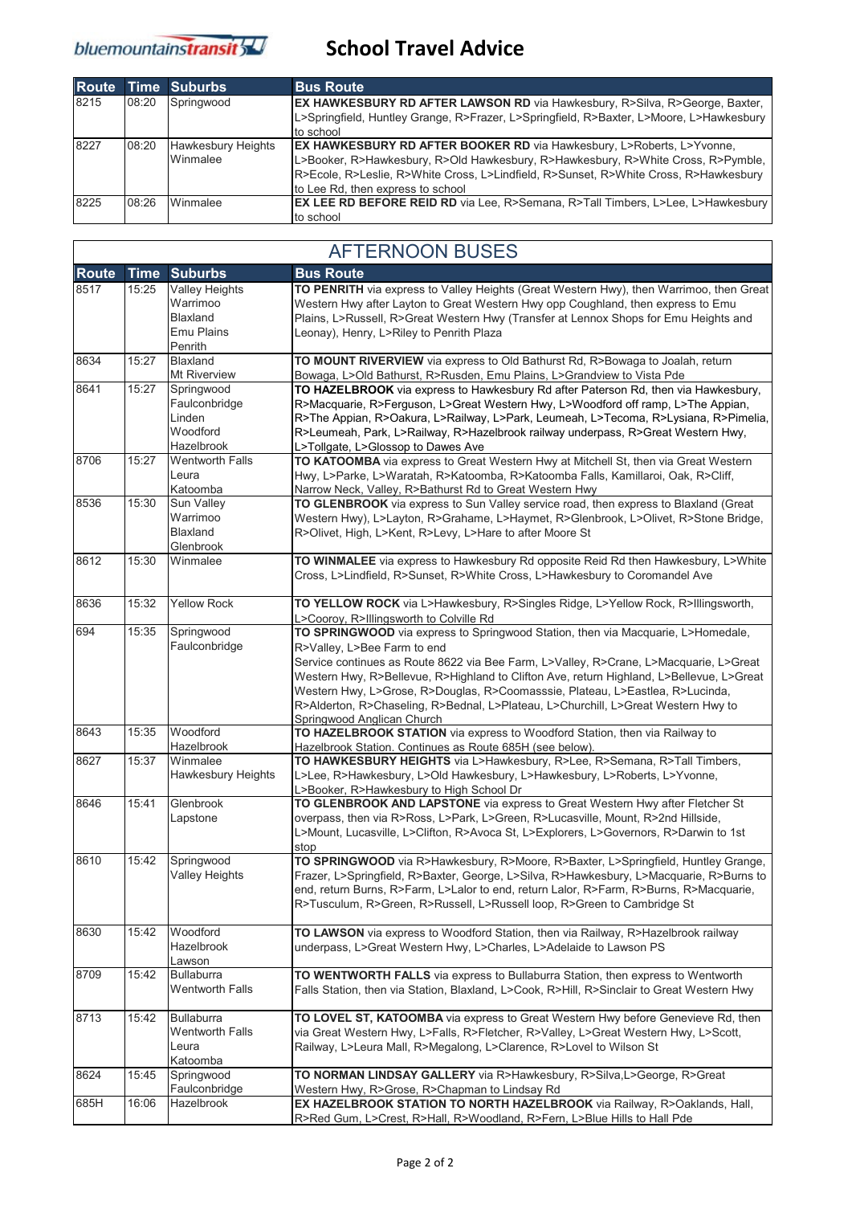bluemountainstransit

# School Travel Advice

| Route | Time | Suburbs | Bus Route |
|---|---|---|---|
| 8215 | 08:20 | Springwood | **EX HAWKESBURY RD AFTER LAWSON RD** via Hawkesbury, R>Silva, R>George, Baxter, L>Springfield, Huntley Grange, R>Frazer, L>Springfield, R>Baxter, L>Moore, L>Hawkesbury to school |
| 8227 | 08:20 | Hawkesbury Heights<br>Winmalee | **EX HAWKESBURY RD AFTER BOOKER RD** via Hawkesbury, L>Roberts, L>Yvonne, L>Booker, R>Hawkesbury, R>Old Hawkesbury, R>Hawkesbury, R>White Cross, R>Pymble, R>Ecole, R>Leslie, R>White Cross, L>Lindfield, R>Sunset, R>White Cross, R>Hawkesbury to Lee Rd, then express to school |
| 8225 | 08:26 | Winmalee | **EX LEE RD BEFORE REID RD** via Lee, R>Semana, R>Tall Timbers, L>Lee, L>Hawkesbury to school |

## AFTERNOON BUSES

| Route | Time | Suburbs | Bus Route |
|---|---|---|---|
| 8517 | 15:25 | Valley Heights<br>Warrimoo<br>Blaxland<br>Emu Plains<br>Penrith | **TO PENRITH** via express to Valley Heights (Great Western Hwy), then Warrimoo, then Great Western Hwy after Layton to Great Western Hwy opp Coughland, then express to Emu Plains, L>Russell, R>Great Western Hwy (Transfer at Lennox Shops for Emu Heights and Leonay), Henry, L>Riley to Penrith Plaza |
| 8634 | 15:27 | Blaxland<br>Mt Riverview | **TO MOUNT RIVERVIEW** via express to Old Bathurst Rd, R>Bowaga to Joalah, return Bowaga, L>Old Bathurst, R>Rusden, Emu Plains, L>Grandview to Vista Pde |
| 8641 | 15:27 | Springwood<br>Faulconbridge<br>Linden<br>Woodford<br>Hazelbrook | **TO HAZELBROOK** via express to Hawkesbury Rd after Paterson Rd, then via Hawkesbury, R>Macquarie, R>Ferguson, L>Great Western Hwy, L>Woodford off ramp, L>The Appian, R>The Appian, R>Oakura, L>Railway, L>Park, Leumeah, L>Tecoma, R>Lysiana, R>Pimelia, R>Leumeah, Park, L>Railway, R>Hazelbrook railway underpass, R>Great Western Hwy, L>Tollgate, L>Glossop to Dawes Ave |
| 8706 | 15:27 | Wentworth Falls<br>Leura<br>Katoomba | **TO KATOOMBA** via express to Great Western Hwy at Mitchell St, then via Great Western Hwy, L>Parke, L>Waratah, R>Katoomba, R>Katoomba Falls, Kamillaroi, Oak, R>Cliff, Narrow Neck, Valley, R>Bathurst Rd to Great Western Hwy |
| 8536 | 15:30 | Sun Valley<br>Warrimoo<br>Blaxland<br>Glenbrook | **TO GLENBROOK** via express to Sun Valley service road, then express to Blaxland (Great Western Hwy), L>Layton, R>Grahame, L>Haymet, R>Glenbrook, L>Olivet, R>Stone Bridge, R>Olivet, High, L>Kent, R>Levy, L>Hare to after Moore St |
| 8612 | 15:30 | Winmalee | **TO WINMALEE** via express to Hawkesbury Rd opposite Reid Rd then Hawkesbury, L>White Cross, L>Lindfield, R>Sunset, R>White Cross, L>Hawkesbury to Coromandel Ave |
| 8636 | 15:32 | Yellow Rock | **TO YELLOW ROCK** via L>Hawkesbury, R>Singles Ridge, L>Yellow Rock, R>Illingsworth, L>Cooroy, R>Illingsworth to Colville Rd |
| 694 | 15:35 | Springwood<br>Faulconbridge | **TO SPRINGWOOD** via express to Springwood Station, then via Macquarie, L>Homedale, R>Valley, L>Bee Farm to end<br>Service continues as Route 8622 via Bee Farm, L>Valley, R>Crane, L>Macquarie, L>Great Western Hwy, R>Bellevue, R>Highland to Clifton Ave, return Highland, L>Bellevue, L>Great Western Hwy, L>Grose, R>Douglas, R>Coomasssie, Plateau, L>Eastlea, R>Lucinda, R>Alderton, R>Chaseling, R>Bednal, L>Plateau, L>Churchill, L>Great Western Hwy to Springwood Anglican Church |
| 8643 | 15:35 | Woodford<br>Hazelbrook | **TO HAZELBROOK STATION** via express to Woodford Station, then via Railway to Hazelbrook Station. Continues as Route 685H (see below). |
| 8627 | 15:37 | Winmalee<br>Hawkesbury Heights | **TO HAWKESBURY HEIGHTS** via L>Hawkesbury, R>Lee, R>Semana, R>Tall Timbers, L>Lee, R>Hawkesbury, L>Old Hawkesbury, L>Hawkesbury, L>Roberts, L>Yvonne, L>Booker, R>Hawkesbury to High School Dr |
| 8646 | 15:41 | Glenbrook<br>Lapstone | **TO GLENBROOK AND LAPSTONE** via express to Great Western Hwy after Fletcher St overpass, then via R>Ross, L>Park, L>Green, R>Lucasville, Mount, R>2nd Hillside, L>Mount, Lucasville, L>Clifton, R>Avoca St, L>Explorers, L>Governors, R>Darwin to 1st stop |
| 8610 | 15:42 | Springwood<br>Valley Heights | **TO SPRINGWOOD** via R>Hawkesbury, R>Moore, R>Baxter, L>Springfield, Huntley Grange, Frazer, L>Springfield, R>Baxter, George, L>Silva, R>Hawkesbury, L>Macquarie, R>Burns to end, return Burns, R>Farm, L>Lalor to end, return Lalor, R>Farm, R>Burns, R>Macquarie, R>Tusculum, R>Green, R>Russell, L>Russell loop, R>Green to Cambridge St |
| 8630 | 15:42 | Woodford<br>Hazelbrook<br>Lawson | **TO LAWSON** via express to Woodford Station, then via Railway, R>Hazelbrook railway underpass, L>Great Western Hwy, L>Charles, L>Adelaide to Lawson PS |
| 8709 | 15:42 | Bullaburra<br>Wentworth Falls | **TO WENTWORTH FALLS** via express to Bullaburra Station, then express to Wentworth Falls Station, then via Station, Blaxland, L>Cook, R>Hill, R>Sinclair to Great Western Hwy |
| 8713 | 15:42 | Bullaburra<br>Wentworth Falls<br>Leura<br>Katoomba | **TO LOVEL ST, KATOOMBA** via express to Great Western Hwy before Genevieve Rd, then via Great Western Hwy, L>Falls, R>Fletcher, R>Valley, L>Great Western Hwy, L>Scott, Railway, L>Leura Mall, R>Megalong, L>Clarence, R>Lovel to Wilson St |
| 8624 | 15:45 | Springwood<br>Faulconbridge | **TO NORMAN LINDSAY GALLERY** via R>Hawkesbury, R>Silva,L>George, R>Great Western Hwy, R>Grose, R>Chapman to Lindsay Rd |
| 685H | 16:06 | Hazelbrook | **EX HAZELBROOK STATION TO NORTH HAZELBROOK** via Railway, R>Oaklands, Hall, R>Red Gum, L>Crest, R>Hall, R>Woodland, R>Fern, L>Blue Hills to Hall Pde |